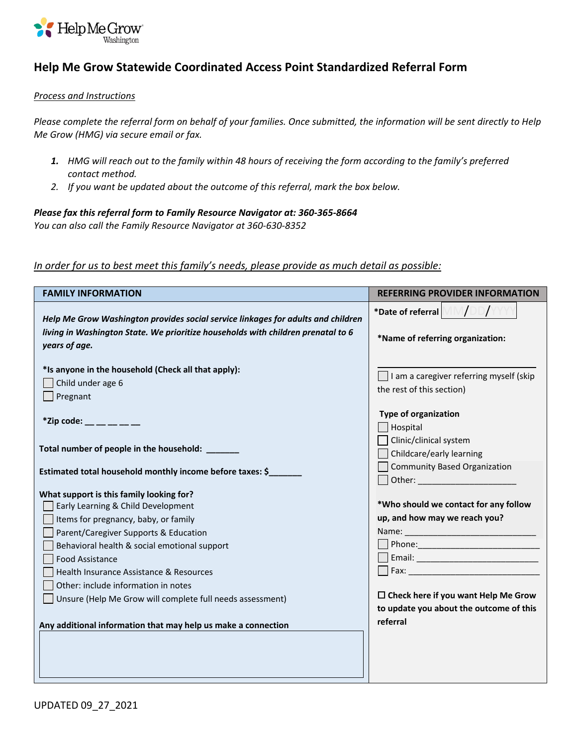Help Me Grow Washington

# Help Me Grow Statewide Coordinated Access Point Standardized Referral Form

*Process and Instructions*

*Please complete the referral form on behalf of your families. Once submitted, the information will be sent directly to Help Me Grow (HMG) via secure email or fax.*

1. *HMG will reach out to the family within 48 hours of receiving the form according to the family's preferred contact method.*
2. *If you want be updated about the outcome of this referral, mark the box below.*

***Please fax this referral form to Family Resource Navigator at: 360-365-8664***
*You can also call the Family Resource Navigator at 360-630-8352*

*In order for us to best meet this family's needs, please provide as much detail as possible:*

## FAMILY INFORMATION

***Help Me Grow Washington provides social service linkages for adults and children living in Washington State. We prioritize households with children prenatal to 6 years of age.***

**\*Is anyone in the household (Check all that apply):**

- ☐ Child under age 6
- ☐ Pregnant

**\*Zip code:** __ __ __ __ __

**Total number of people in the household:** _______

**Estimated total household monthly income before taxes: $**_______

**What support is this family looking for?**

- ☐ Early Learning & Child Development
- ☐ Items for pregnancy, baby, or family
- ☐ Parent/Caregiver Supports & Education
- ☐ Behavioral health & social emotional support
- ☐ Food Assistance
- ☐ Health Insurance Assistance & Resources
- ☐ Other: include information in notes
- ☐ Unsure (Help Me Grow will complete full needs assessment)

**Any additional information that may help us make a connection**

## REFERRING PROVIDER INFORMATION

**\*Date of referral** MM/DD/YYYY

**\*Name of referring organization:**

______________________________

☐ I am a caregiver referring myself (skip the rest of this section)

**Type of organization**

- ☐ Hospital
- ☐ Clinic/clinical system
- ☐ Childcare/early learning
- ☐ Community Based Organization
- ☐ Other: ____________________

**\*Who should we contact for any follow up, and how may we reach you?**

Name: __________________________

- ☐ Phone: __________________________
- ☐ Email: __________________________
- ☐ Fax: __________________________

**☐ Check here if you want Help Me Grow to update you about the outcome of this referral**

UPDATED 09_27_2021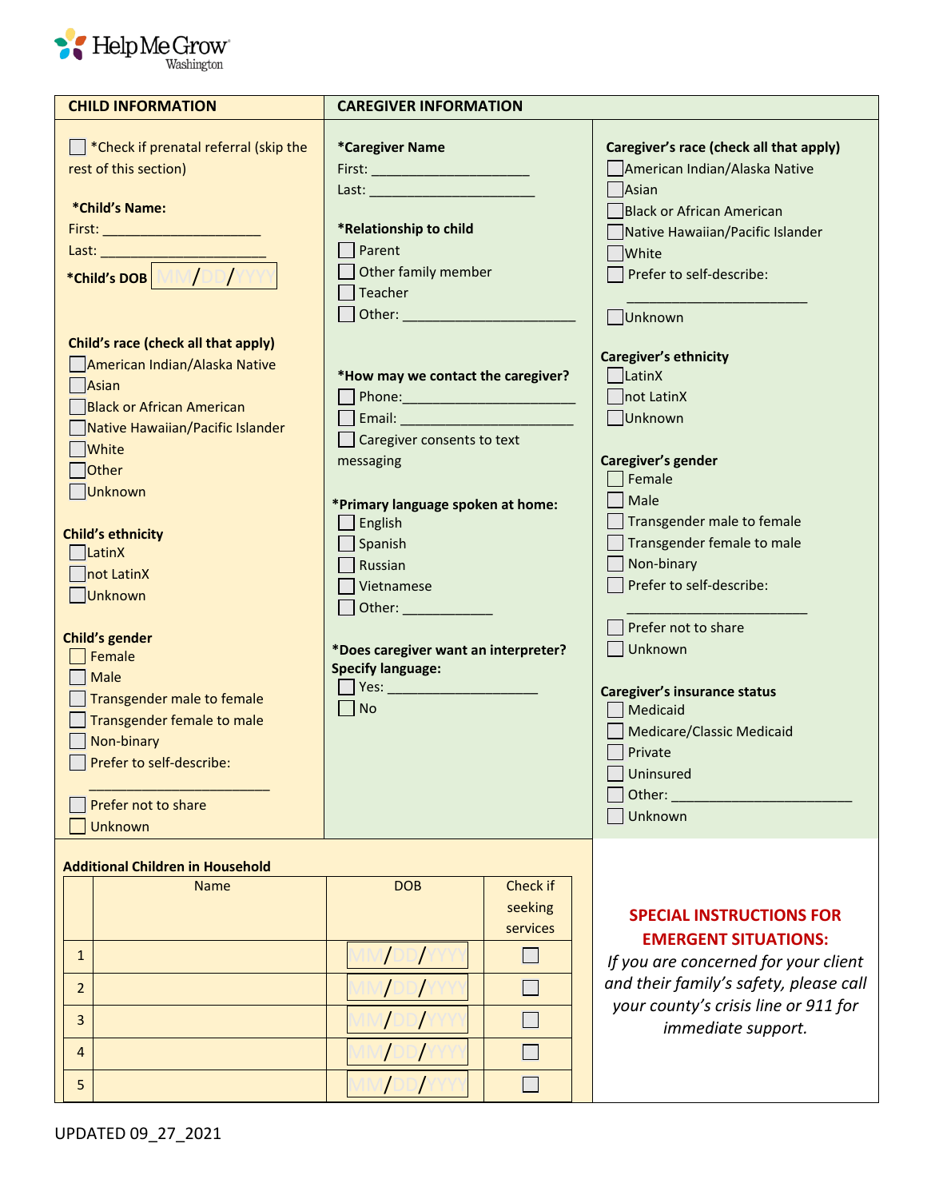Help Me Grow Washington

## CHILD INFORMATION

☐ *Check if prenatal referral (skip the rest of this section)

**\*Child's Name:**
First: ____________________
Last: ____________________
**\*Child's DOB** MM/DD/YYYY

**Child's race (check all that apply)**
- ☐ American Indian/Alaska Native
- ☐ Asian
- ☐ Black or African American
- ☐ Native Hawaiian/Pacific Islander
- ☐ White
- ☐ Other
- ☐ Unknown

**Child's ethnicity**
- ☐ LatinX
- ☐ not LatinX
- ☐ Unknown

**Child's gender**
- ☐ Female
- ☐ Male
- ☐ Transgender male to female
- ☐ Transgender female to male
- ☐ Non-binary
- ☐ Prefer to self-describe: ____________________
- ☐ Prefer not to share
- ☐ Unknown

## CAREGIVER INFORMATION

**\*Caregiver Name**
First: ____________________
Last: ____________________

**\*Relationship to child**
- ☐ Parent
- ☐ Other family member
- ☐ Teacher
- ☐ Other: ____________________

**\*How may we contact the caregiver?**
- ☐ Phone: ____________________
- ☐ Email: ____________________
- ☐ Caregiver consents to text messaging

**\*Primary language spoken at home:**
- ☐ English
- ☐ Spanish
- ☐ Russian
- ☐ Vietnamese
- ☐ Other: ____________

**\*Does caregiver want an interpreter? Specify language:**
- ☐ Yes: ____________________
- ☐ No

**Caregiver's race (check all that apply)**
- ☐ American Indian/Alaska Native
- ☐ Asian
- ☐ Black or African American
- ☐ Native Hawaiian/Pacific Islander
- ☐ White
- ☐ Prefer to self-describe: ____________________
- ☐ Unknown

**Caregiver's ethnicity**
- ☐ LatinX
- ☐ not LatinX
- ☐ Unknown

**Caregiver's gender**
- ☐ Female
- ☐ Male
- ☐ Transgender male to female
- ☐ Transgender female to male
- ☐ Non-binary
- ☐ Prefer to self-describe: ____________________
- ☐ Prefer not to share
- ☐ Unknown

**Caregiver's insurance status**
- ☐ Medicaid
- ☐ Medicare/Classic Medicaid
- ☐ Private
- ☐ Uninsured
- ☐ Other: ____________________
- ☐ Unknown

**Additional Children in Household**

| | Name | DOB | Check if seeking services |
|---|---|---|---|
| 1 | | MM/DD/YYYY | ☐ |
| 2 | | MM/DD/YYYY | ☐ |
| 3 | | MM/DD/YYYY | ☐ |
| 4 | | MM/DD/YYYY | ☐ |
| 5 | | MM/DD/YYYY | ☐ |

**SPECIAL INSTRUCTIONS FOR EMERGENT SITUATIONS:**

*If you are concerned for your client and their family's safety, please call your county's crisis line or 911 for immediate support.*

UPDATED 09_27_2021